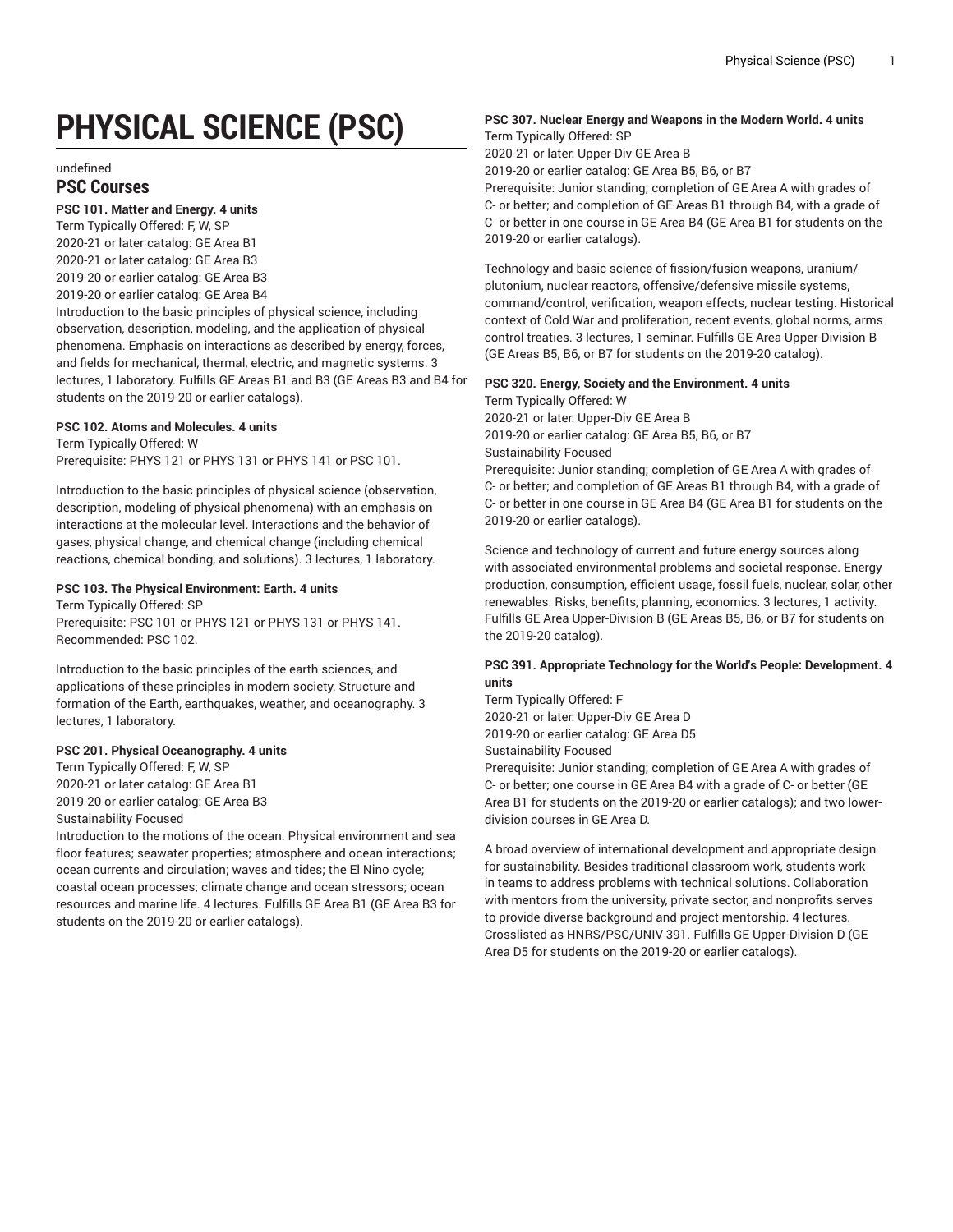# PHYSICAL SCIENCE (PSC)

undefined

## PSC Courses

**PSC 101. Matter and Energy. 4 units**

Term Typically Offered: F, W, SP
2020-21 or later catalog: GE Area B1
2020-21 or later catalog: GE Area B3
2019-20 or earlier catalog: GE Area B3
2019-20 or earlier catalog: GE Area B4
Introduction to the basic principles of physical science, including observation, description, modeling, and the application of physical phenomena. Emphasis on interactions as described by energy, forces, and fields for mechanical, thermal, electric, and magnetic systems. 3 lectures, 1 laboratory. Fulfills GE Areas B1 and B3 (GE Areas B3 and B4 for students on the 2019-20 or earlier catalogs).

**PSC 102. Atoms and Molecules. 4 units**

Term Typically Offered: W
Prerequisite: PHYS 121 or PHYS 131 or PHYS 141 or PSC 101.

Introduction to the basic principles of physical science (observation, description, modeling of physical phenomena) with an emphasis on interactions at the molecular level. Interactions and the behavior of gases, physical change, and chemical change (including chemical reactions, chemical bonding, and solutions). 3 lectures, 1 laboratory.

**PSC 103. The Physical Environment: Earth. 4 units**

Term Typically Offered: SP
Prerequisite: PSC 101 or PHYS 121 or PHYS 131 or PHYS 141.
Recommended: PSC 102.

Introduction to the basic principles of the earth sciences, and applications of these principles in modern society. Structure and formation of the Earth, earthquakes, weather, and oceanography. 3 lectures, 1 laboratory.

**PSC 201. Physical Oceanography. 4 units**

Term Typically Offered: F, W, SP
2020-21 or later catalog: GE Area B1
2019-20 or earlier catalog: GE Area B3
Sustainability Focused
Introduction to the motions of the ocean. Physical environment and sea floor features; seawater properties; atmosphere and ocean interactions; ocean currents and circulation; waves and tides; the El Nino cycle; coastal ocean processes; climate change and ocean stressors; ocean resources and marine life. 4 lectures. Fulfills GE Area B1 (GE Area B3 for students on the 2019-20 or earlier catalogs).

**PSC 307. Nuclear Energy and Weapons in the Modern World. 4 units**

Term Typically Offered: SP
2020-21 or later: Upper-Div GE Area B
2019-20 or earlier catalog: GE Area B5, B6, or B7
Prerequisite: Junior standing; completion of GE Area A with grades of C- or better; and completion of GE Areas B1 through B4, with a grade of C- or better in one course in GE Area B4 (GE Area B1 for students on the 2019-20 or earlier catalogs).

Technology and basic science of fission/fusion weapons, uranium/plutonium, nuclear reactors, offensive/defensive missile systems, command/control, verification, weapon effects, nuclear testing. Historical context of Cold War and proliferation, recent events, global norms, arms control treaties. 3 lectures, 1 seminar. Fulfills GE Area Upper-Division B (GE Areas B5, B6, or B7 for students on the 2019-20 catalog).

**PSC 320. Energy, Society and the Environment. 4 units**

Term Typically Offered: W
2020-21 or later: Upper-Div GE Area B
2019-20 or earlier catalog: GE Area B5, B6, or B7
Sustainability Focused
Prerequisite: Junior standing; completion of GE Area A with grades of C- or better; and completion of GE Areas B1 through B4, with a grade of C- or better in one course in GE Area B4 (GE Area B1 for students on the 2019-20 or earlier catalogs).

Science and technology of current and future energy sources along with associated environmental problems and societal response. Energy production, consumption, efficient usage, fossil fuels, nuclear, solar, other renewables. Risks, benefits, planning, economics. 3 lectures, 1 activity. Fulfills GE Area Upper-Division B (GE Areas B5, B6, or B7 for students on the 2019-20 catalog).

**PSC 391. Appropriate Technology for the World's People: Development. 4 units**

Term Typically Offered: F
2020-21 or later: Upper-Div GE Area D
2019-20 or earlier catalog: GE Area D5
Sustainability Focused
Prerequisite: Junior standing; completion of GE Area A with grades of C- or better; one course in GE Area B4 with a grade of C- or better (GE Area B1 for students on the 2019-20 or earlier catalogs); and two lower-division courses in GE Area D.

A broad overview of international development and appropriate design for sustainability. Besides traditional classroom work, students work in teams to address problems with technical solutions. Collaboration with mentors from the university, private sector, and nonprofits serves to provide diverse background and project mentorship. 4 lectures. Crosslisted as HNRS/PSC/UNIV 391. Fulfills GE Upper-Division D (GE Area D5 for students on the 2019-20 or earlier catalogs).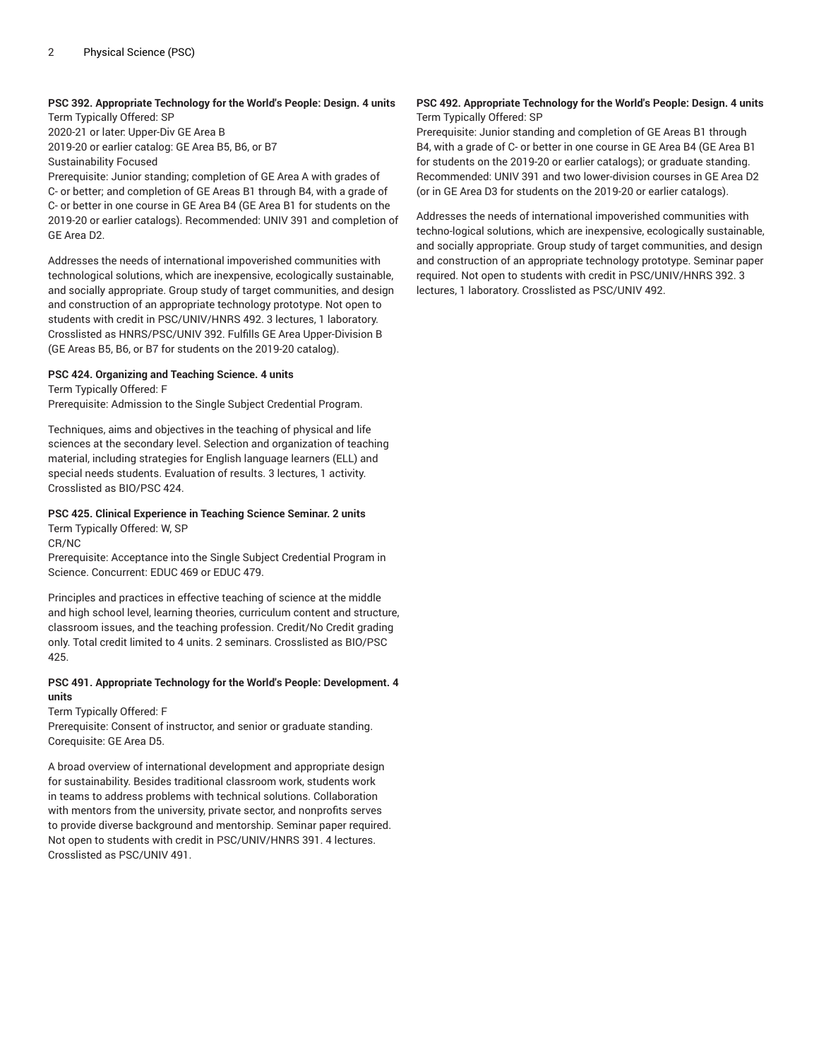**PSC 392. Appropriate Technology for the World's People: Design. 4 units**

Term Typically Offered: SP

2020-21 or later: Upper-Div GE Area B

2019-20 or earlier catalog: GE Area B5, B6, or B7

Sustainability Focused

Prerequisite: Junior standing; completion of GE Area A with grades of C- or better; and completion of GE Areas B1 through B4, with a grade of C- or better in one course in GE Area B4 (GE Area B1 for students on the 2019-20 or earlier catalogs). Recommended: UNIV 391 and completion of GE Area D2.

Addresses the needs of international impoverished communities with technological solutions, which are inexpensive, ecologically sustainable, and socially appropriate. Group study of target communities, and design and construction of an appropriate technology prototype. Not open to students with credit in PSC/UNIV/HNRS 492. 3 lectures, 1 laboratory. Crosslisted as HNRS/PSC/UNIV 392. Fulfills GE Area Upper-Division B (GE Areas B5, B6, or B7 for students on the 2019-20 catalog).

**PSC 424. Organizing and Teaching Science. 4 units**

Term Typically Offered: F

Prerequisite: Admission to the Single Subject Credential Program.

Techniques, aims and objectives in the teaching of physical and life sciences at the secondary level. Selection and organization of teaching material, including strategies for English language learners (ELL) and special needs students. Evaluation of results. 3 lectures, 1 activity. Crosslisted as BIO/PSC 424.

**PSC 425. Clinical Experience in Teaching Science Seminar. 2 units**

Term Typically Offered: W, SP

CR/NC

Prerequisite: Acceptance into the Single Subject Credential Program in Science. Concurrent: EDUC 469 or EDUC 479.

Principles and practices in effective teaching of science at the middle and high school level, learning theories, curriculum content and structure, classroom issues, and the teaching profession. Credit/No Credit grading only. Total credit limited to 4 units. 2 seminars. Crosslisted as BIO/PSC 425.

**PSC 491. Appropriate Technology for the World's People: Development. 4 units**

Term Typically Offered: F

Prerequisite: Consent of instructor, and senior or graduate standing. Corequisite: GE Area D5.

A broad overview of international development and appropriate design for sustainability. Besides traditional classroom work, students work in teams to address problems with technical solutions. Collaboration with mentors from the university, private sector, and nonprofits serves to provide diverse background and mentorship. Seminar paper required. Not open to students with credit in PSC/UNIV/HNRS 391. 4 lectures. Crosslisted as PSC/UNIV 491.

**PSC 492. Appropriate Technology for the World's People: Design. 4 units**

Term Typically Offered: SP

Prerequisite: Junior standing and completion of GE Areas B1 through B4, with a grade of C- or better in one course in GE Area B4 (GE Area B1 for students on the 2019-20 or earlier catalogs); or graduate standing. Recommended: UNIV 391 and two lower-division courses in GE Area D2 (or in GE Area D3 for students on the 2019-20 or earlier catalogs).

Addresses the needs of international impoverished communities with techno-logical solutions, which are inexpensive, ecologically sustainable, and socially appropriate. Group study of target communities, and design and construction of an appropriate technology prototype. Seminar paper required. Not open to students with credit in PSC/UNIV/HNRS 392. 3 lectures, 1 laboratory. Crosslisted as PSC/UNIV 492.